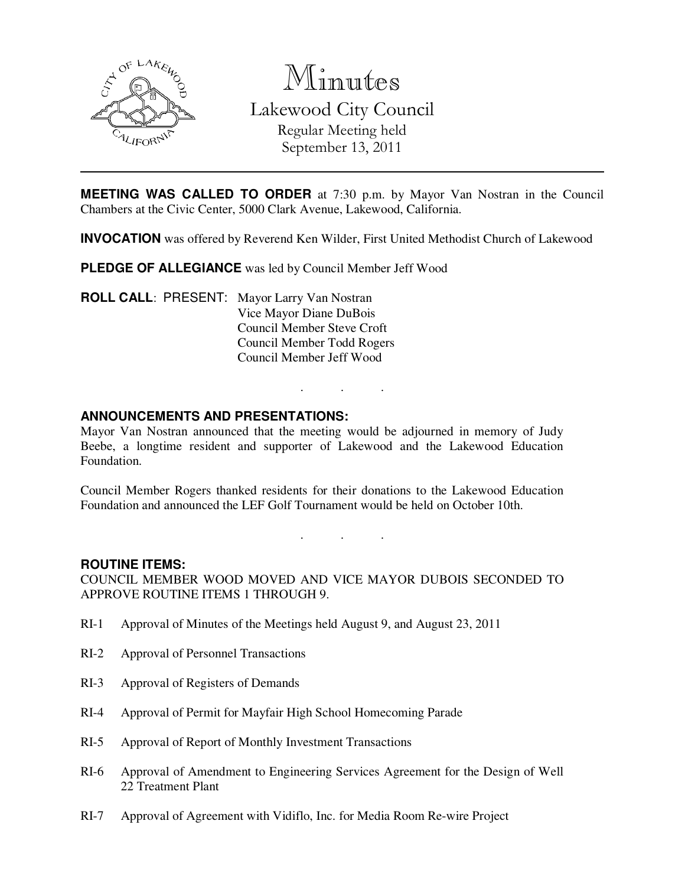# Minutes

## Lakewood City Council

Regular Meeting held
September 13, 2011

---

**MEETING WAS CALLED TO ORDER** at 7:30 p.m. by Mayor Van Nostran in the Council Chambers at the Civic Center, 5000 Clark Avenue, Lakewood, California.

**INVOCATION** was offered by Reverend Ken Wilder, First United Methodist Church of Lakewood

**PLEDGE OF ALLEGIANCE** was led by Council Member Jeff Wood

**ROLL CALL**: PRESENT: Mayor Larry Van Nostran
Vice Mayor Diane DuBois
Council Member Steve Croft
Council Member Todd Rogers
Council Member Jeff Wood

. . .

**ANNOUNCEMENTS AND PRESENTATIONS:**

Mayor Van Nostran announced that the meeting would be adjourned in memory of Judy Beebe, a longtime resident and supporter of Lakewood and the Lakewood Education Foundation.

Council Member Rogers thanked residents for their donations to the Lakewood Education Foundation and announced the LEF Golf Tournament would be held on October 10th.

. . .

**ROUTINE ITEMS:**

COUNCIL MEMBER WOOD MOVED AND VICE MAYOR DUBOIS SECONDED TO APPROVE ROUTINE ITEMS 1 THROUGH 9.

RI-1 Approval of Minutes of the Meetings held August 9, and August 23, 2011

RI-2 Approval of Personnel Transactions

RI-3 Approval of Registers of Demands

RI-4 Approval of Permit for Mayfair High School Homecoming Parade

RI-5 Approval of Report of Monthly Investment Transactions

RI-6 Approval of Amendment to Engineering Services Agreement for the Design of Well 22 Treatment Plant

RI-7 Approval of Agreement with Vidiflo, Inc. for Media Room Re-wire Project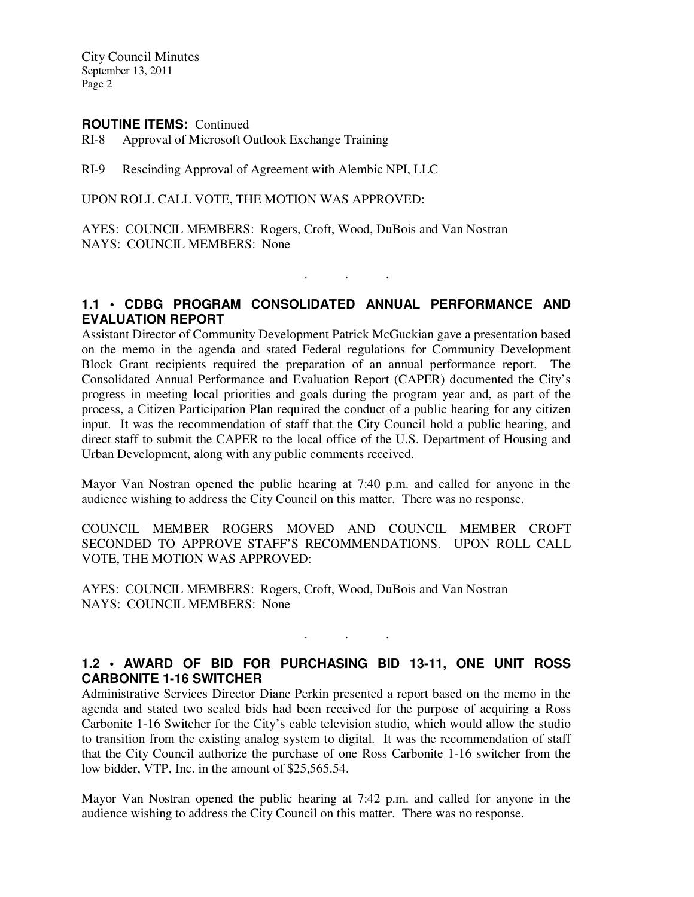**ROUTINE ITEMS:** Continued

RI-8 Approval of Microsoft Outlook Exchange Training

RI-9 Rescinding Approval of Agreement with Alembic NPI, LLC

UPON ROLL CALL VOTE, THE MOTION WAS APPROVED:

AYES: COUNCIL MEMBERS: Rogers, Croft, Wood, DuBois and Van Nostran
NAYS: COUNCIL MEMBERS: None

. . .

## 1.1 • CDBG PROGRAM CONSOLIDATED ANNUAL PERFORMANCE AND EVALUATION REPORT

Assistant Director of Community Development Patrick McGuckian gave a presentation based on the memo in the agenda and stated Federal regulations for Community Development Block Grant recipients required the preparation of an annual performance report. The Consolidated Annual Performance and Evaluation Report (CAPER) documented the City's progress in meeting local priorities and goals during the program year and, as part of the process, a Citizen Participation Plan required the conduct of a public hearing for any citizen input. It was the recommendation of staff that the City Council hold a public hearing, and direct staff to submit the CAPER to the local office of the U.S. Department of Housing and Urban Development, along with any public comments received.

Mayor Van Nostran opened the public hearing at 7:40 p.m. and called for anyone in the audience wishing to address the City Council on this matter. There was no response.

COUNCIL MEMBER ROGERS MOVED AND COUNCIL MEMBER CROFT SECONDED TO APPROVE STAFF'S RECOMMENDATIONS. UPON ROLL CALL VOTE, THE MOTION WAS APPROVED:

AYES: COUNCIL MEMBERS: Rogers, Croft, Wood, DuBois and Van Nostran
NAYS: COUNCIL MEMBERS: None

. . .

## 1.2 • AWARD OF BID FOR PURCHASING BID 13-11, ONE UNIT ROSS CARBONITE 1-16 SWITCHER

Administrative Services Director Diane Perkin presented a report based on the memo in the agenda and stated two sealed bids had been received for the purpose of acquiring a Ross Carbonite 1-16 Switcher for the City's cable television studio, which would allow the studio to transition from the existing analog system to digital. It was the recommendation of staff that the City Council authorize the purchase of one Ross Carbonite 1-16 switcher from the low bidder, VTP, Inc. in the amount of $25,565.54.

Mayor Van Nostran opened the public hearing at 7:42 p.m. and called for anyone in the audience wishing to address the City Council on this matter. There was no response.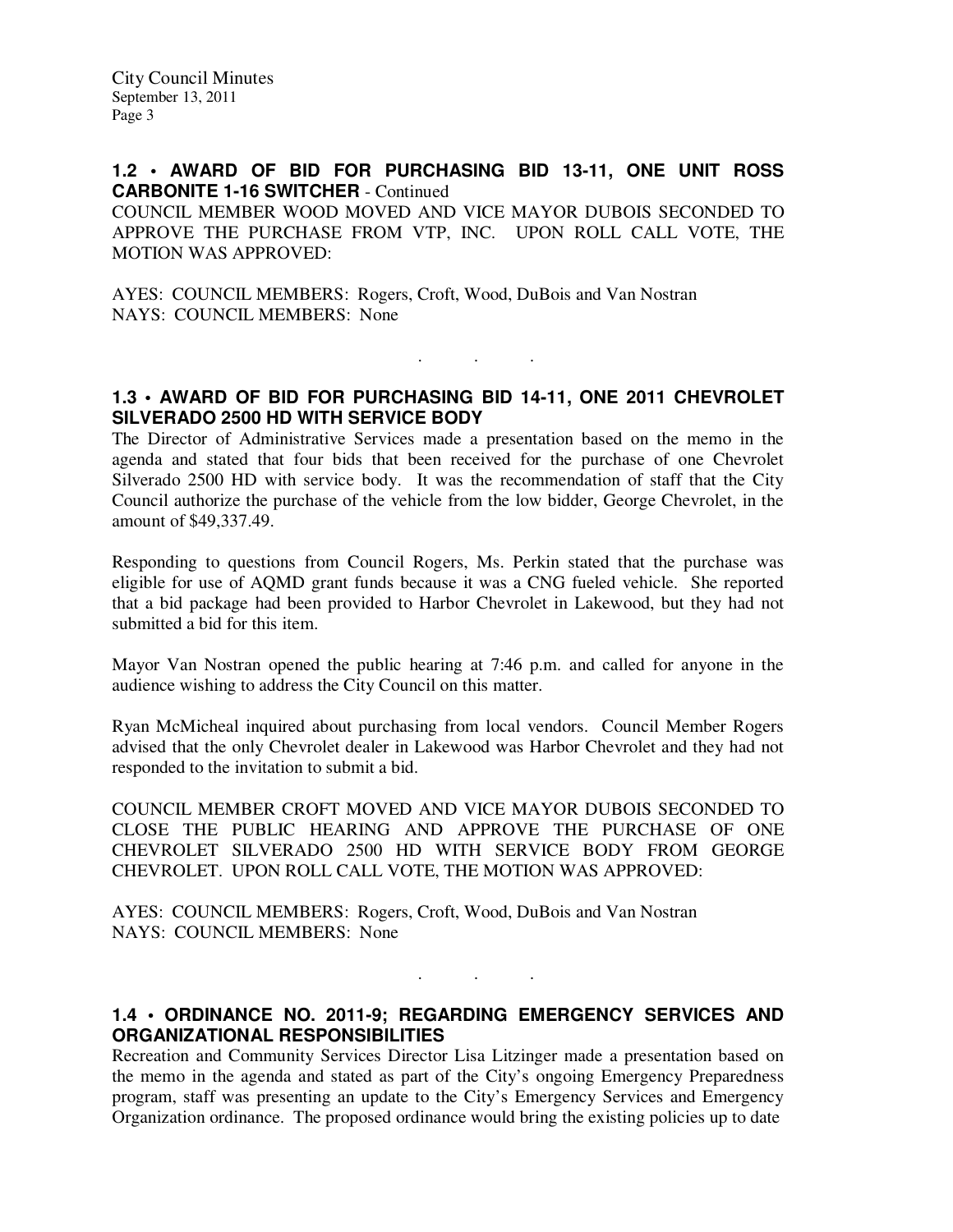## 1.2 • AWARD OF BID FOR PURCHASING BID 13-11, ONE UNIT ROSS CARBONITE 1-16 SWITCHER - Continued

COUNCIL MEMBER WOOD MOVED AND VICE MAYOR DUBOIS SECONDED TO APPROVE THE PURCHASE FROM VTP, INC. UPON ROLL CALL VOTE, THE MOTION WAS APPROVED:

AYES: COUNCIL MEMBERS: Rogers, Croft, Wood, DuBois and Van Nostran
NAYS: COUNCIL MEMBERS: None

. . .

## 1.3 • AWARD OF BID FOR PURCHASING BID 14-11, ONE 2011 CHEVROLET SILVERADO 2500 HD WITH SERVICE BODY

The Director of Administrative Services made a presentation based on the memo in the agenda and stated that four bids that been received for the purchase of one Chevrolet Silverado 2500 HD with service body. It was the recommendation of staff that the City Council authorize the purchase of the vehicle from the low bidder, George Chevrolet, in the amount of $49,337.49.

Responding to questions from Council Rogers, Ms. Perkin stated that the purchase was eligible for use of AQMD grant funds because it was a CNG fueled vehicle. She reported that a bid package had been provided to Harbor Chevrolet in Lakewood, but they had not submitted a bid for this item.

Mayor Van Nostran opened the public hearing at 7:46 p.m. and called for anyone in the audience wishing to address the City Council on this matter.

Ryan McMicheal inquired about purchasing from local vendors. Council Member Rogers advised that the only Chevrolet dealer in Lakewood was Harbor Chevrolet and they had not responded to the invitation to submit a bid.

COUNCIL MEMBER CROFT MOVED AND VICE MAYOR DUBOIS SECONDED TO CLOSE THE PUBLIC HEARING AND APPROVE THE PURCHASE OF ONE CHEVROLET SILVERADO 2500 HD WITH SERVICE BODY FROM GEORGE CHEVROLET. UPON ROLL CALL VOTE, THE MOTION WAS APPROVED:

AYES: COUNCIL MEMBERS: Rogers, Croft, Wood, DuBois and Van Nostran
NAYS: COUNCIL MEMBERS: None

. . .

## 1.4 • ORDINANCE NO. 2011-9; REGARDING EMERGENCY SERVICES AND ORGANIZATIONAL RESPONSIBILITIES

Recreation and Community Services Director Lisa Litzinger made a presentation based on the memo in the agenda and stated as part of the City's ongoing Emergency Preparedness program, staff was presenting an update to the City's Emergency Services and Emergency Organization ordinance. The proposed ordinance would bring the existing policies up to date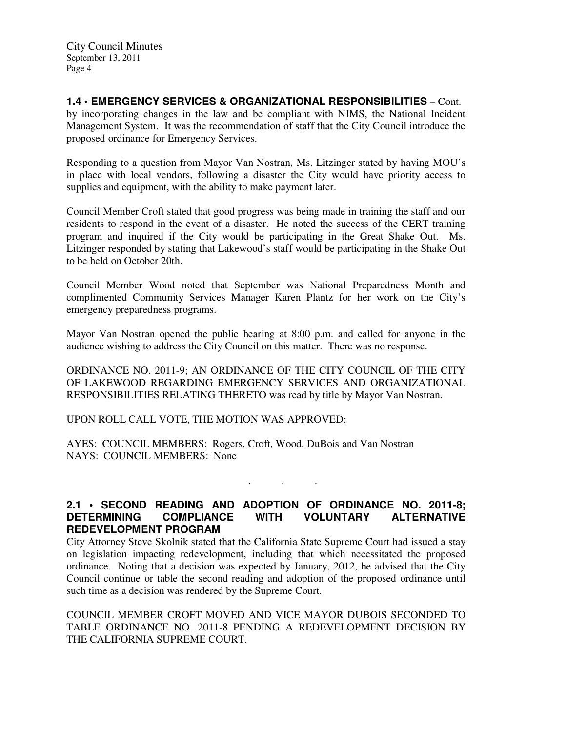**1.4 • EMERGENCY SERVICES & ORGANIZATIONAL RESPONSIBILITIES** – Cont.
by incorporating changes in the law and be compliant with NIMS, the National Incident Management System. It was the recommendation of staff that the City Council introduce the proposed ordinance for Emergency Services.

Responding to a question from Mayor Van Nostran, Ms. Litzinger stated by having MOU's in place with local vendors, following a disaster the City would have priority access to supplies and equipment, with the ability to make payment later.

Council Member Croft stated that good progress was being made in training the staff and our residents to respond in the event of a disaster. He noted the success of the CERT training program and inquired if the City would be participating in the Great Shake Out. Ms. Litzinger responded by stating that Lakewood's staff would be participating in the Shake Out to be held on October 20th.

Council Member Wood noted that September was National Preparedness Month and complimented Community Services Manager Karen Plantz for her work on the City's emergency preparedness programs.

Mayor Van Nostran opened the public hearing at 8:00 p.m. and called for anyone in the audience wishing to address the City Council on this matter. There was no response.

ORDINANCE NO. 2011-9; AN ORDINANCE OF THE CITY COUNCIL OF THE CITY OF LAKEWOOD REGARDING EMERGENCY SERVICES AND ORGANIZATIONAL RESPONSIBILITIES RELATING THERETO was read by title by Mayor Van Nostran.

UPON ROLL CALL VOTE, THE MOTION WAS APPROVED:

AYES: COUNCIL MEMBERS: Rogers, Croft, Wood, DuBois and Van Nostran
NAYS: COUNCIL MEMBERS: None

. . .

**2.1 • SECOND READING AND ADOPTION OF ORDINANCE NO. 2011-8; DETERMINING COMPLIANCE WITH VOLUNTARY ALTERNATIVE REDEVELOPMENT PROGRAM**

City Attorney Steve Skolnik stated that the California State Supreme Court had issued a stay on legislation impacting redevelopment, including that which necessitated the proposed ordinance. Noting that a decision was expected by January, 2012, he advised that the City Council continue or table the second reading and adoption of the proposed ordinance until such time as a decision was rendered by the Supreme Court.

COUNCIL MEMBER CROFT MOVED AND VICE MAYOR DUBOIS SECONDED TO TABLE ORDINANCE NO. 2011-8 PENDING A REDEVELOPMENT DECISION BY THE CALIFORNIA SUPREME COURT.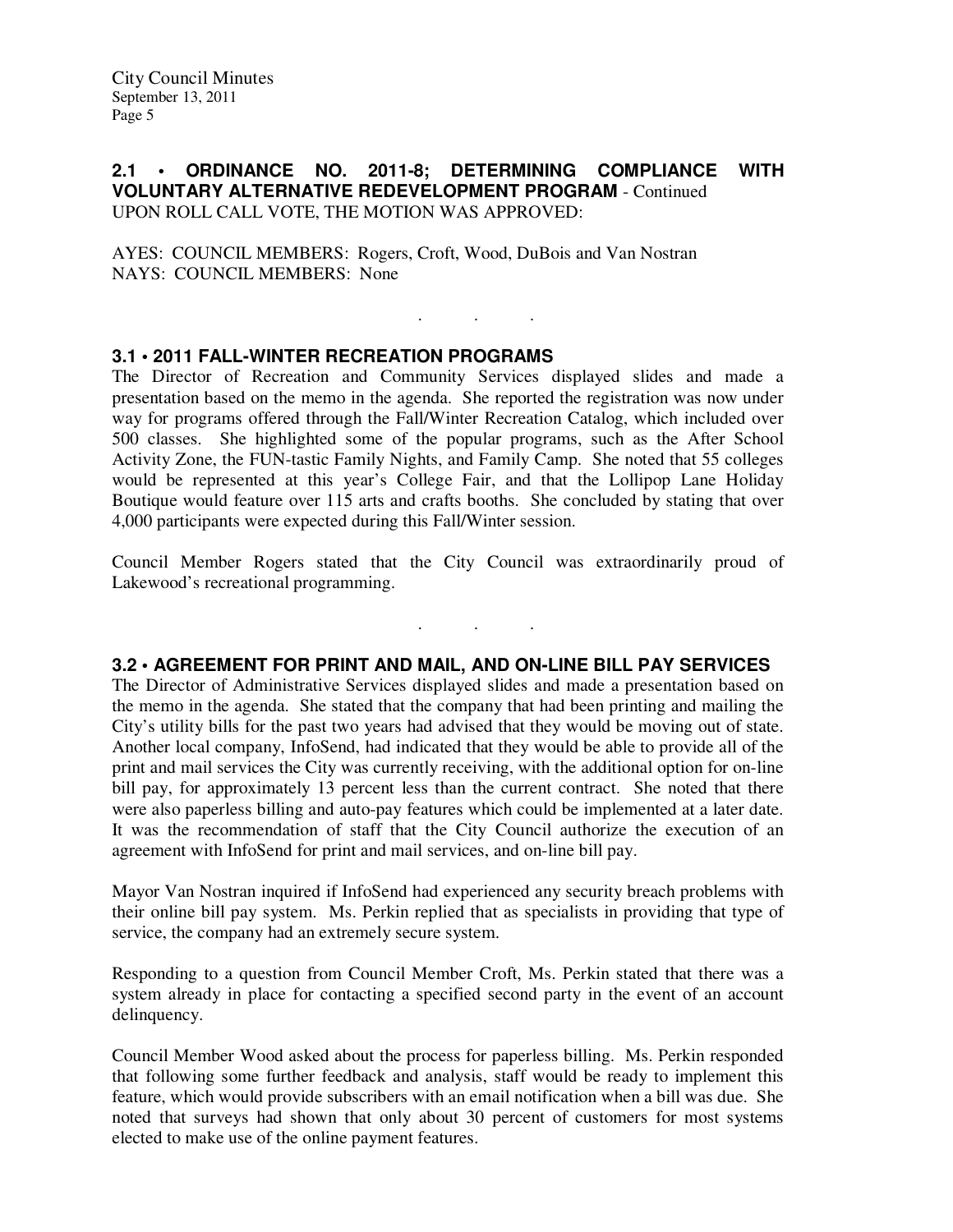**2.1 • ORDINANCE NO. 2011-8; DETERMINING COMPLIANCE WITH VOLUNTARY ALTERNATIVE REDEVELOPMENT PROGRAM** - Continued

UPON ROLL CALL VOTE, THE MOTION WAS APPROVED:

AYES: COUNCIL MEMBERS: Rogers, Croft, Wood, DuBois and Van Nostran
NAYS: COUNCIL MEMBERS: None

. . .

**3.1 • 2011 FALL-WINTER RECREATION PROGRAMS**

The Director of Recreation and Community Services displayed slides and made a presentation based on the memo in the agenda. She reported the registration was now under way for programs offered through the Fall/Winter Recreation Catalog, which included over 500 classes. She highlighted some of the popular programs, such as the After School Activity Zone, the FUN-tastic Family Nights, and Family Camp. She noted that 55 colleges would be represented at this year's College Fair, and that the Lollipop Lane Holiday Boutique would feature over 115 arts and crafts booths. She concluded by stating that over 4,000 participants were expected during this Fall/Winter session.

Council Member Rogers stated that the City Council was extraordinarily proud of Lakewood's recreational programming.

. . .

**3.2 • AGREEMENT FOR PRINT AND MAIL, AND ON-LINE BILL PAY SERVICES**

The Director of Administrative Services displayed slides and made a presentation based on the memo in the agenda. She stated that the company that had been printing and mailing the City's utility bills for the past two years had advised that they would be moving out of state. Another local company, InfoSend, had indicated that they would be able to provide all of the print and mail services the City was currently receiving, with the additional option for on-line bill pay, for approximately 13 percent less than the current contract. She noted that there were also paperless billing and auto-pay features which could be implemented at a later date. It was the recommendation of staff that the City Council authorize the execution of an agreement with InfoSend for print and mail services, and on-line bill pay.

Mayor Van Nostran inquired if InfoSend had experienced any security breach problems with their online bill pay system. Ms. Perkin replied that as specialists in providing that type of service, the company had an extremely secure system.

Responding to a question from Council Member Croft, Ms. Perkin stated that there was a system already in place for contacting a specified second party in the event of an account delinquency.

Council Member Wood asked about the process for paperless billing. Ms. Perkin responded that following some further feedback and analysis, staff would be ready to implement this feature, which would provide subscribers with an email notification when a bill was due. She noted that surveys had shown that only about 30 percent of customers for most systems elected to make use of the online payment features.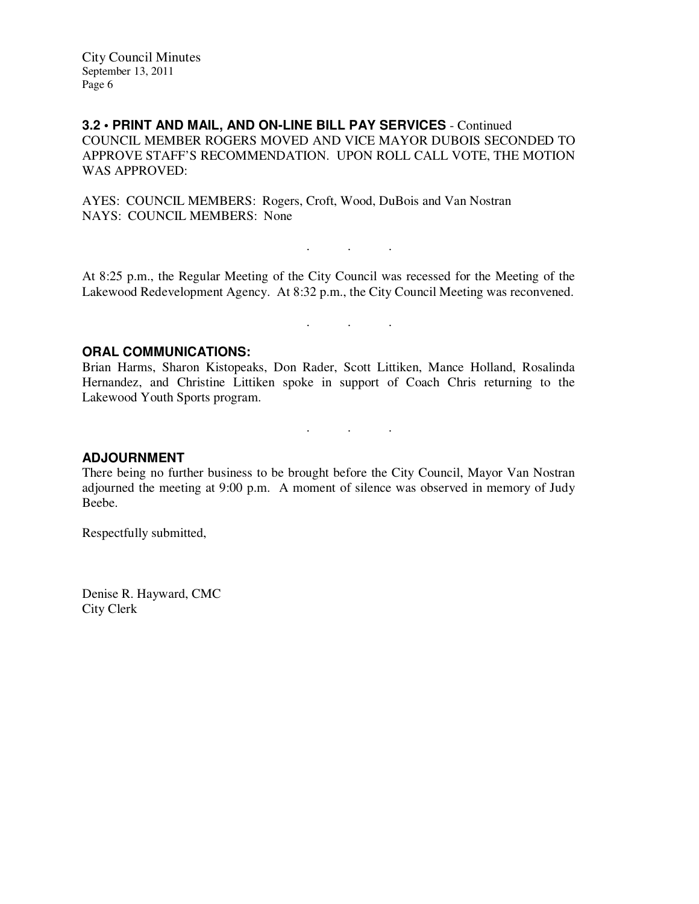**3.2 • PRINT AND MAIL, AND ON-LINE BILL PAY SERVICES** - Continued
COUNCIL MEMBER ROGERS MOVED AND VICE MAYOR DUBOIS SECONDED TO APPROVE STAFF'S RECOMMENDATION. UPON ROLL CALL VOTE, THE MOTION WAS APPROVED:

AYES: COUNCIL MEMBERS: Rogers, Croft, Wood, DuBois and Van Nostran
NAYS: COUNCIL MEMBERS: None

. . .

At 8:25 p.m., the Regular Meeting of the City Council was recessed for the Meeting of the Lakewood Redevelopment Agency. At 8:32 p.m., the City Council Meeting was reconvened.

. . .

## ORAL COMMUNICATIONS:

Brian Harms, Sharon Kistopeaks, Don Rader, Scott Littiken, Mance Holland, Rosalinda Hernandez, and Christine Littiken spoke in support of Coach Chris returning to the Lakewood Youth Sports program.

. . .

## ADJOURNMENT

There being no further business to be brought before the City Council, Mayor Van Nostran adjourned the meeting at 9:00 p.m. A moment of silence was observed in memory of Judy Beebe.

Respectfully submitted,

Denise R. Hayward, CMC
City Clerk